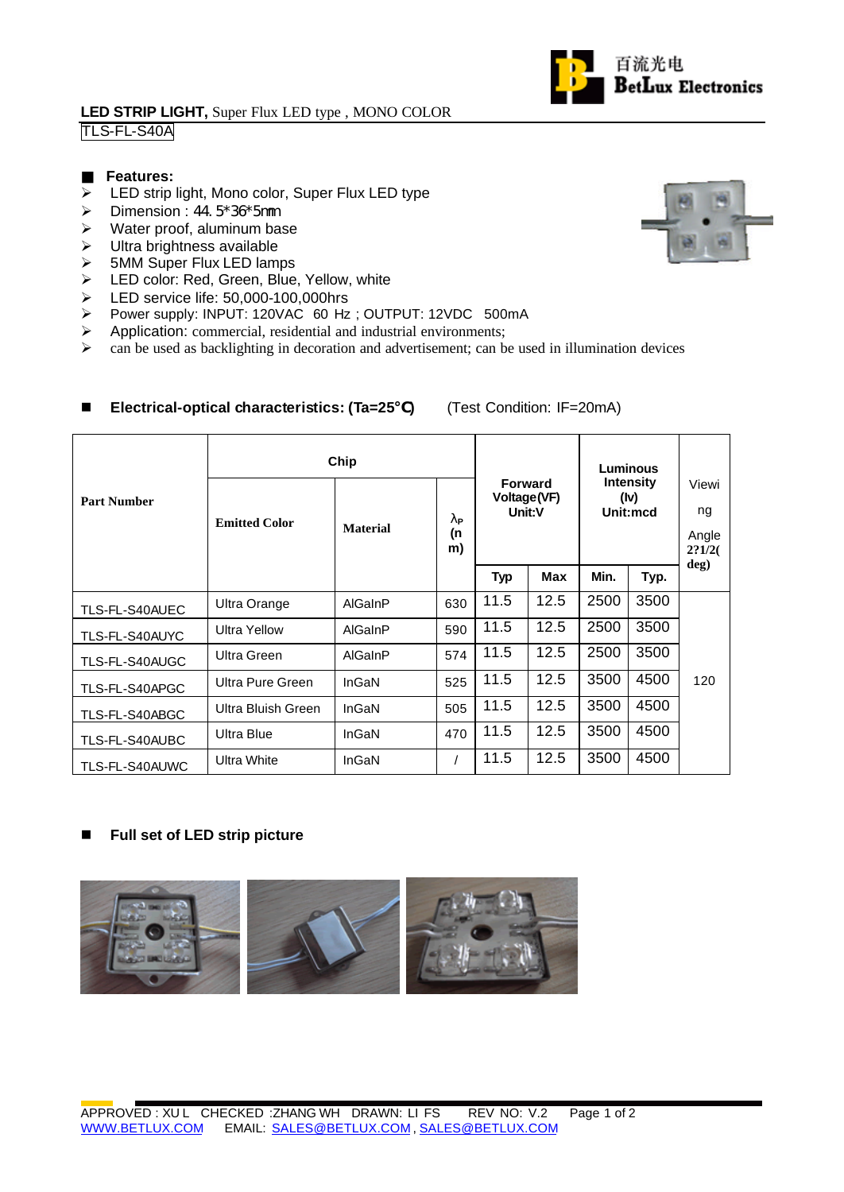百流光电 BetLux Electronics

**LED STRIP LIGHT,** Super Flux LED type , MONO COLOR

TLS-FL-S40A

## Features:

- LED strip light, Mono color, Super Flux LED type
- Dimension : 44.5*36*5mm
- Water proof, aluminum base
- Ultra brightness available
- 5MM Super Flux LED lamps
- LED color: Red, Green, Blue, Yellow, white
- LED service life: 50,000-100,000hrs
- Power supply: INPUT: 120VAC 60 Hz ; OUTPUT: 12VDC 500mA
- Application: commercial, residential and industrial environments;
- can be used as backlighting in decoration and advertisement; can be used in illumination devices

## Electrical-optical characteristics: (Ta=25°C) (Test Condition: IF=20mA)

| Part Number | Chip | | | Forward Voltage(VF) Unit:V | | Luminous Intensity (Iv) Unit:mcd | | Viewing Angle 2?1/2(deg) |
|---|---|---|---|---|---|---|---|---|
| | Emitted Color | Material | λP (nm) | Typ | Max | Min. | Typ. | |
| TLS-FL-S40AUEC | Ultra Orange | AlGaInP | 630 | 11.5 | 12.5 | 2500 | 3500 | 120 |
| TLS-FL-S40AUYC | Ultra Yellow | AlGaInP | 590 | 11.5 | 12.5 | 2500 | 3500 | |
| TLS-FL-S40AUGC | Ultra Green | AlGaInP | 574 | 11.5 | 12.5 | 2500 | 3500 | |
| TLS-FL-S40APGC | Ultra Pure Green | InGaN | 525 | 11.5 | 12.5 | 3500 | 4500 | |
| TLS-FL-S40ABGC | Ultra Bluish Green | InGaN | 505 | 11.5 | 12.5 | 3500 | 4500 | |
| TLS-FL-S40AUBC | Ultra Blue | InGaN | 470 | 11.5 | 12.5 | 3500 | 4500 | |
| TLS-FL-S40AUWC | Ultra White | InGaN | / | 11.5 | 12.5 | 3500 | 4500 | |

## Full set of LED strip picture

APPROVED : XU L CHECKED :ZHANG WH DRAWN: LI FS REV NO: V.2

WWW.BETLUX.COM EMAIL: SALES@BETLUX.COM , SALES@BETLUX.COM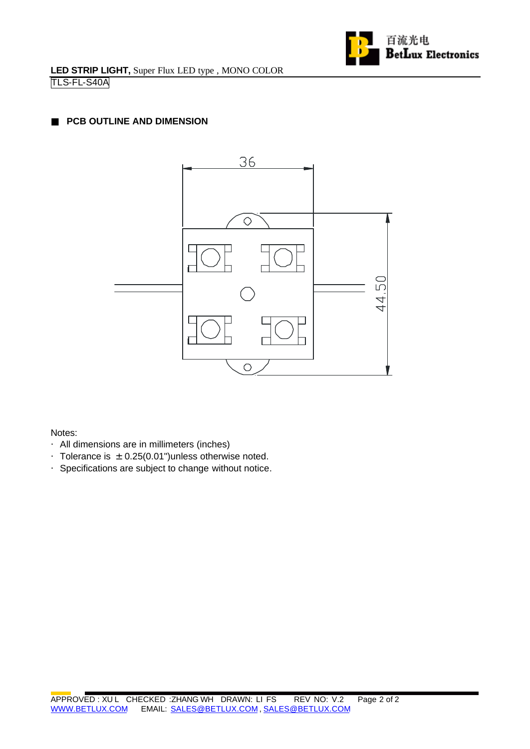## PCB OUTLINE AND DIMENSION

36

44.50

Notes:

- All dimensions are in millimeters (inches)
- Tolerance is ±0.25(0.01")unless otherwise noted.
- Specifications are subject to change without notice.